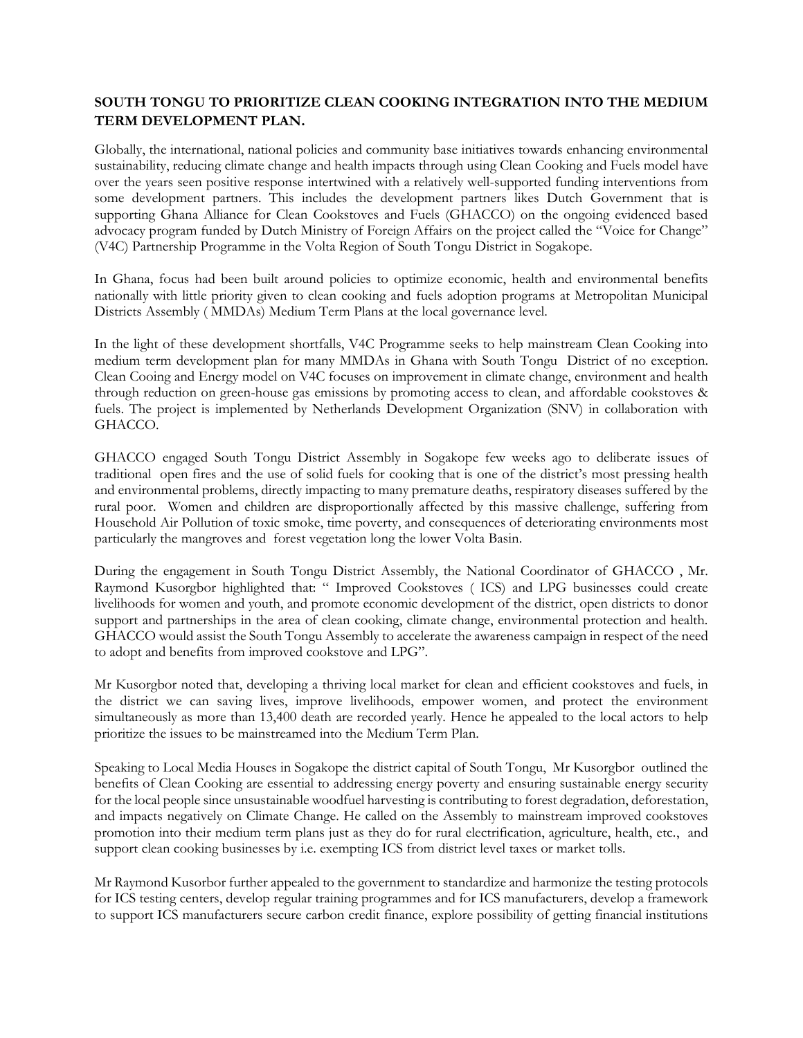**SOUTH TONGU TO PRIORITIZE CLEAN COOKING INTEGRATION INTO THE MEDIUM TERM DEVELOPMENT PLAN.**

Globally, the international, national policies and community base initiatives towards enhancing environmental sustainability, reducing climate change and health impacts through using Clean Cooking and Fuels model have over the years seen positive response intertwined with a relatively well-supported funding interventions from some development partners. This includes the development partners likes Dutch Government that is supporting Ghana Alliance for Clean Cookstoves and Fuels (GHACCO) on the ongoing evidenced based advocacy program funded by Dutch Ministry of Foreign Affairs on the project called the "Voice for Change" (V4C) Partnership Programme in the Volta Region of South Tongu District in Sogakope.

In Ghana, focus had been built around policies to optimize economic, health and environmental benefits nationally with little priority given to clean cooking and fuels adoption programs at Metropolitan Municipal Districts Assembly ( MMDAs) Medium Term Plans at the local governance level.

In the light of these development shortfalls, V4C Programme seeks to help mainstream Clean Cooking into medium term development plan for many MMDAs in Ghana with South Tongu District of no exception. Clean Cooing and Energy model on V4C focuses on improvement in climate change, environment and health through reduction on green-house gas emissions by promoting access to clean, and affordable cookstoves & fuels. The project is implemented by Netherlands Development Organization (SNV) in collaboration with GHACCO.

GHACCO engaged South Tongu District Assembly in Sogakope few weeks ago to deliberate issues of traditional open fires and the use of solid fuels for cooking that is one of the district's most pressing health and environmental problems, directly impacting to many premature deaths, respiratory diseases suffered by the rural poor. Women and children are disproportionally affected by this massive challenge, suffering from Household Air Pollution of toxic smoke, time poverty, and consequences of deteriorating environments most particularly the mangroves and forest vegetation long the lower Volta Basin.

During the engagement in South Tongu District Assembly, the National Coordinator of GHACCO , Mr. Raymond Kusorgbor highlighted that: " Improved Cookstoves ( ICS) and LPG businesses could create livelihoods for women and youth, and promote economic development of the district, open districts to donor support and partnerships in the area of clean cooking, climate change, environmental protection and health. GHACCO would assist the South Tongu Assembly to accelerate the awareness campaign in respect of the need to adopt and benefits from improved cookstove and LPG".

Mr Kusorgbor noted that, developing a thriving local market for clean and efficient cookstoves and fuels, in the district we can saving lives, improve livelihoods, empower women, and protect the environment simultaneously as more than 13,400 death are recorded yearly. Hence he appealed to the local actors to help prioritize the issues to be mainstreamed into the Medium Term Plan.

Speaking to Local Media Houses in Sogakope the district capital of South Tongu, Mr Kusorgbor outlined the benefits of Clean Cooking are essential to addressing energy poverty and ensuring sustainable energy security for the local people since unsustainable woodfuel harvesting is contributing to forest degradation, deforestation, and impacts negatively on Climate Change. He called on the Assembly to mainstream improved cookstoves promotion into their medium term plans just as they do for rural electrification, agriculture, health, etc., and support clean cooking businesses by i.e. exempting ICS from district level taxes or market tolls.

Mr Raymond Kusorbor further appealed to the government to standardize and harmonize the testing protocols for ICS testing centers, develop regular training programmes and for ICS manufacturers, develop a framework to support ICS manufacturers secure carbon credit finance, explore possibility of getting financial institutions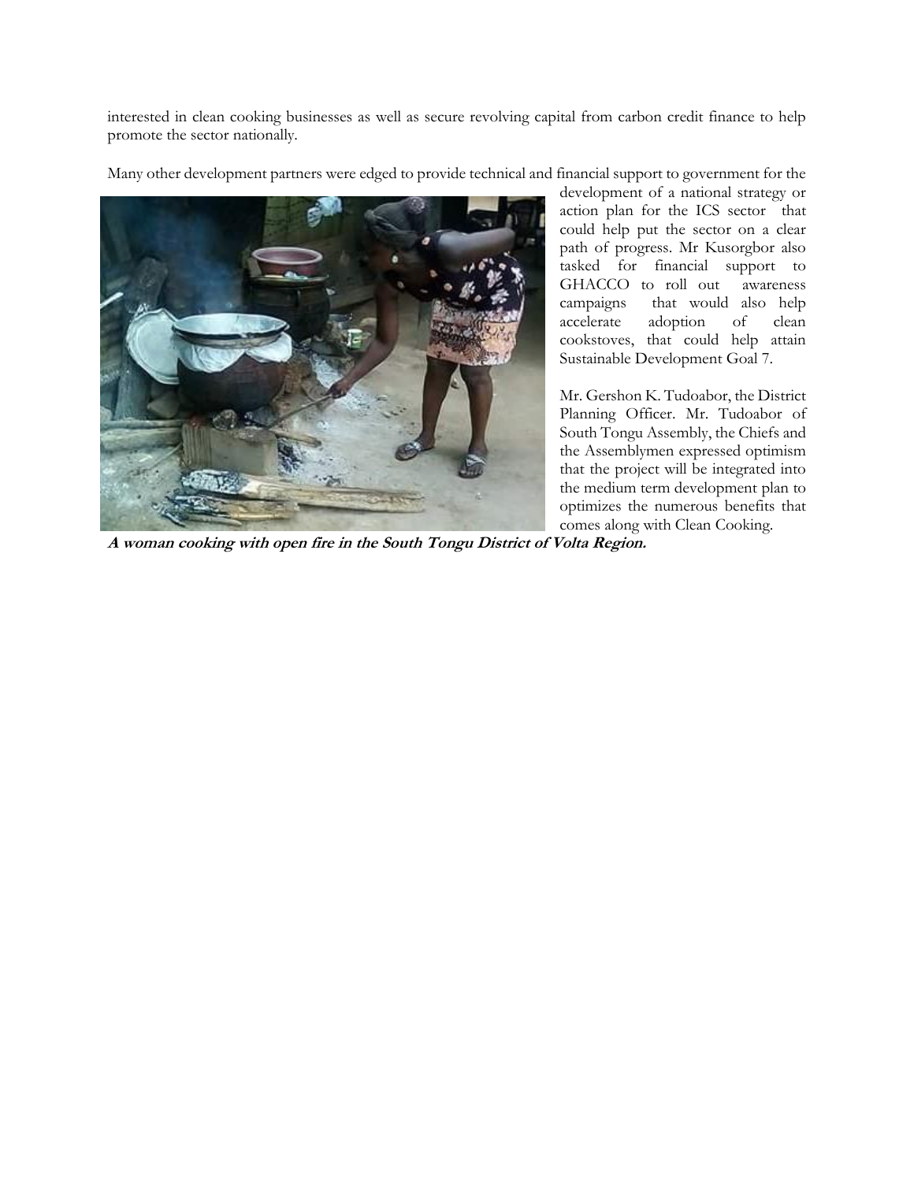interested in clean cooking businesses as well as secure revolving capital from carbon credit finance to help promote the sector nationally.

Many other development partners were edged to provide technical and financial support to government for the development of a national strategy or action plan for the ICS sector that could help put the sector on a clear path of progress. Mr Kusorgbor also tasked for financial support to GHACCO to roll out awareness campaigns that would also help accelerate adoption of clean cookstoves, that could help attain Sustainable Development Goal 7.

Mr. Gershon K. Tudoabor, the District Planning Officer. Mr. Tudoabor of South Tongu Assembly, the Chiefs and the Assemblymen expressed optimism that the project will be integrated into the medium term development plan to optimizes the numerous benefits that comes along with Clean Cooking.

***A woman cooking with open fire in the South Tongu District of Volta Region.***